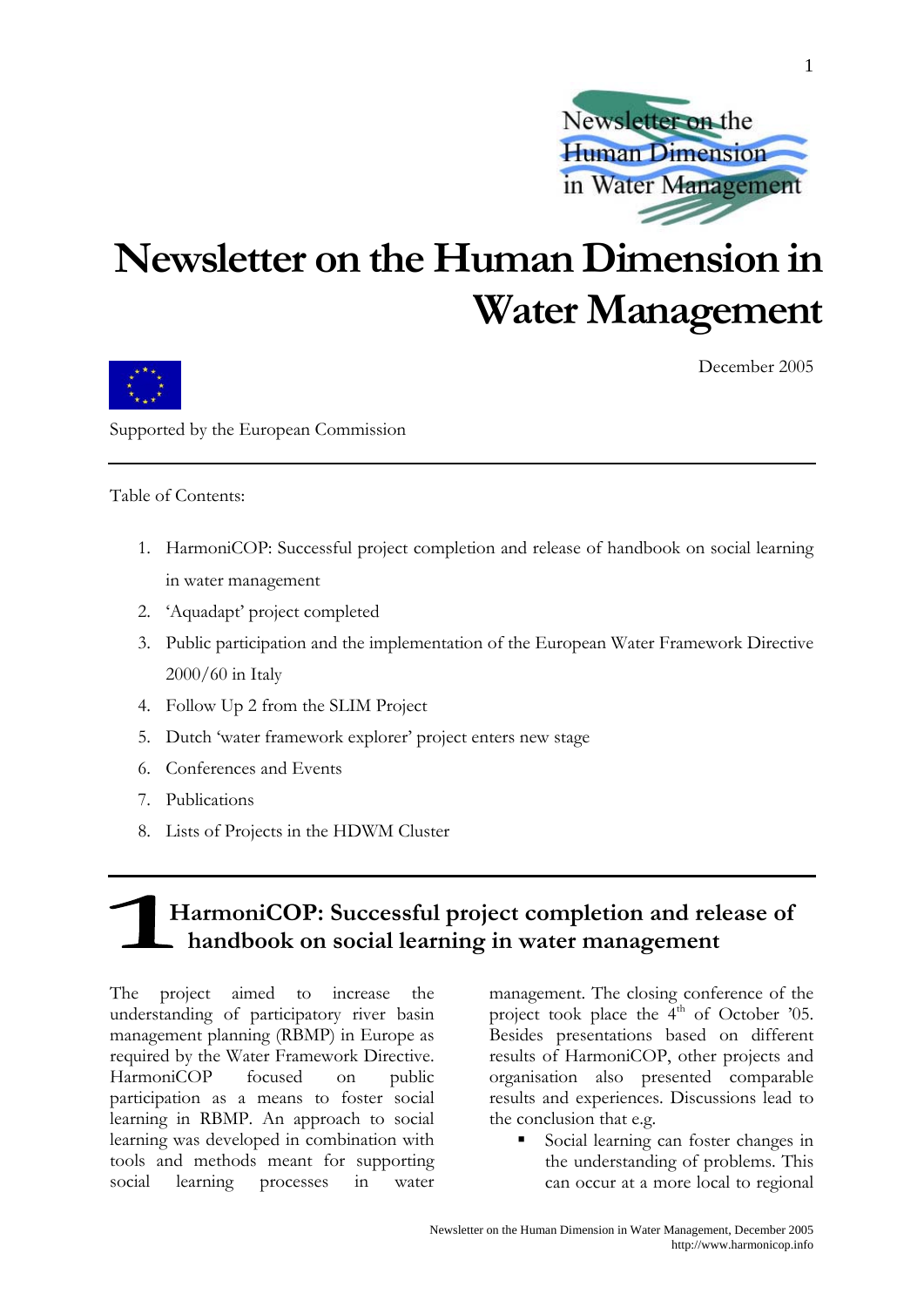# Newsletter on the Human Dimension in Water Management

December 2005

Supported by the European Commission

Table of Contents:

1. HarmoniCOP: Successful project completion and release of handbook on social learning in water management
2. 'Aquadapt' project completed
3. Public participation and the implementation of the European Water Framework Directive 2000/60 in Italy
4. Follow Up 2 from the SLIM Project
5. Dutch 'water framework explorer' project enters new stage
6. Conferences and Events
7. Publications
8. Lists of Projects in the HDWM Cluster

## 1 HarmoniCOP: Successful project completion and release of handbook on social learning in water management

The project aimed to increase the understanding of participatory river basin management planning (RBMP) in Europe as required by the Water Framework Directive. HarmoniCOP focused on public participation as a means to foster social learning in RBMP. An approach to social learning was developed in combination with tools and methods meant for supporting social learning processes in water management. The closing conference of the project took place the 4th of October '05. Besides presentations based on different results of HarmoniCOP, other projects and organisation also presented comparable results and experiences. Discussions lead to the conclusion that e.g.

- Social learning can foster changes in the understanding of problems. This can occur at a more local to regional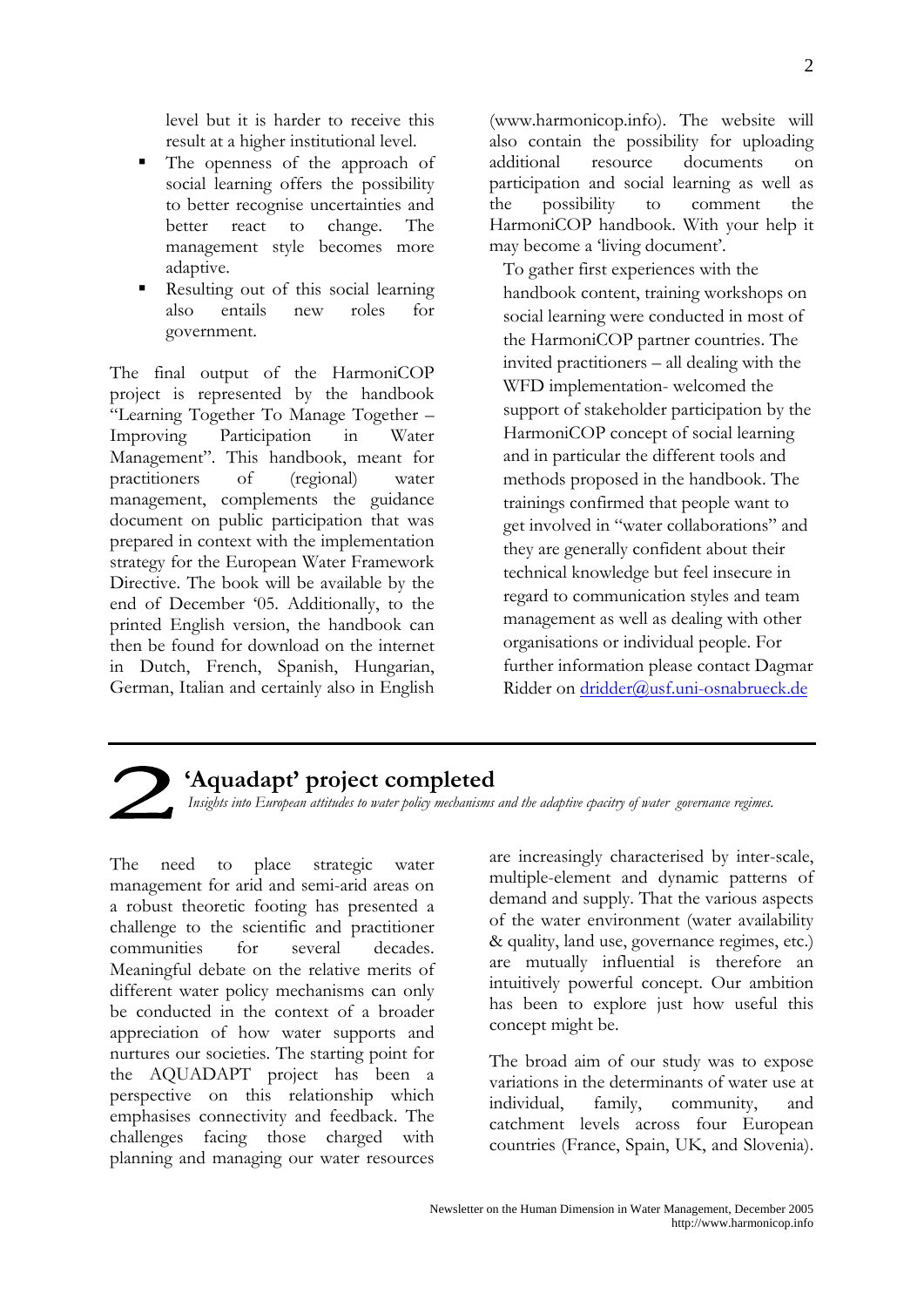level but it is harder to receive this result at a higher institutional level.

- The openness of the approach of social learning offers the possibility to better recognise uncertainties and better react to change. The management style becomes more adaptive.
- Resulting out of this social learning also entails new roles for government.

The final output of the HarmoniCOP project is represented by the handbook "Learning Together To Manage Together – Improving Participation in Water Management". This handbook, meant for practitioners of (regional) water management, complements the guidance document on public participation that was prepared in context with the implementation strategy for the European Water Framework Directive. The book will be available by the end of December '05. Additionally, to the printed English version, the handbook can then be found for download on the internet in Dutch, French, Spanish, Hungarian, German, Italian and certainly also in English (www.harmonicop.info). The website will also contain the possibility for uploading additional resource documents on participation and social learning as well as the possibility to comment the HarmoniCOP handbook. With your help it may become a 'living document'.

To gather first experiences with the handbook content, training workshops on social learning were conducted in most of the HarmoniCOP partner countries. The invited practitioners – all dealing with the WFD implementation- welcomed the support of stakeholder participation by the HarmoniCOP concept of social learning and in particular the different tools and methods proposed in the handbook. The trainings confirmed that people want to get involved in "water collaborations" and they are generally confident about their technical knowledge but feel insecure in regard to communication styles and team management as well as dealing with other organisations or individual people. For further information please contact Dagmar Ridder on dridder@usf.uni-osnabrueck.de

## 2 'Aquadapt' project completed

*Insights into European attitudes to water policy mechanisms and the adaptive cpacity of water governance regimes.*

The need to place strategic water management for arid and semi-arid areas on a robust theoretic footing has presented a challenge to the scientific and practitioner communities for several decades. Meaningful debate on the relative merits of different water policy mechanisms can only be conducted in the context of a broader appreciation of how water supports and nurtures our societies. The starting point for the AQUADAPT project has been a perspective on this relationship which emphasises connectivity and feedback. The challenges facing those charged with planning and managing our water resources are increasingly characterised by inter-scale, multiple-element and dynamic patterns of demand and supply. That the various aspects of the water environment (water availability & quality, land use, governance regimes, etc.) are mutually influential is therefore an intuitively powerful concept. Our ambition has been to explore just how useful this concept might be.

The broad aim of our study was to expose variations in the determinants of water use at individual, family, community, and catchment levels across four European countries (France, Spain, UK, and Slovenia).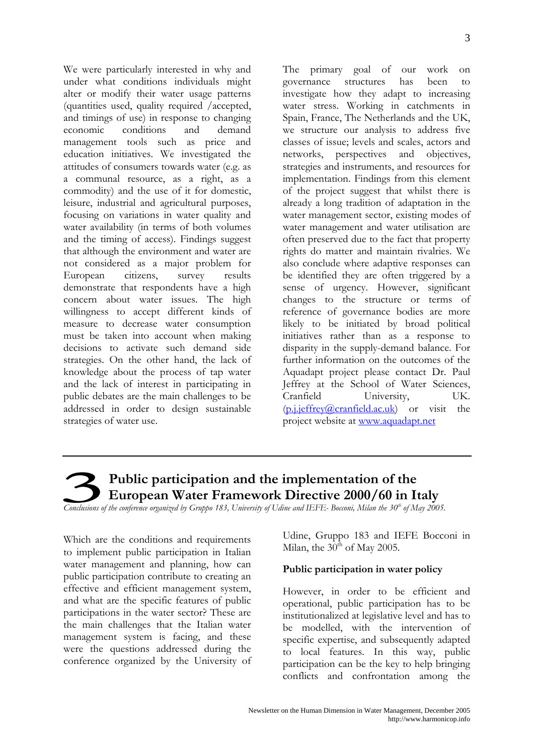We were particularly interested in why and under what conditions individuals might alter or modify their water usage patterns (quantities used, quality required /accepted, and timings of use) in response to changing economic conditions and demand management tools such as price and education initiatives. We investigated the attitudes of consumers towards water (e.g. as a communal resource, as a right, as a commodity) and the use of it for domestic, leisure, industrial and agricultural purposes, focusing on variations in water quality and water availability (in terms of both volumes and the timing of access). Findings suggest that although the environment and water are not considered as a major problem for European citizens, survey results demonstrate that respondents have a high concern about water issues. The high willingness to accept different kinds of measure to decrease water consumption must be taken into account when making decisions to activate such demand side strategies. On the other hand, the lack of knowledge about the process of tap water and the lack of interest in participating in public debates are the main challenges to be addressed in order to design sustainable strategies of water use.

The primary goal of our work on governance structures has been to investigate how they adapt to increasing water stress. Working in catchments in Spain, France, The Netherlands and the UK, we structure our analysis to address five classes of issue; levels and scales, actors and networks, perspectives and objectives, strategies and instruments, and resources for implementation. Findings from this element of the project suggest that whilst there is already a long tradition of adaptation in the water management sector, existing modes of water management and water utilisation are often preserved due to the fact that property rights do matter and maintain rivalries. We also conclude where adaptive responses can be identified they are often triggered by a sense of urgency. However, significant changes to the structure or terms of reference of governance bodies are more likely to be initiated by broad political initiatives rather than as a response to disparity in the supply-demand balance. For further information on the outcomes of the Aquadapt project please contact Dr. Paul Jeffrey at the School of Water Sciences, Cranfield University, UK. (p.j.jeffrey@cranfield.ac.uk) or visit the project website at www.aquadapt.net

# 3 Public participation and the implementation of the European Water Framework Directive 2000/60 in Italy

*Conclusions of the conference organized by Gruppo 183, University of Udine and IEFE- Bocconi, Milan the 30th of May 2005.*

Which are the conditions and requirements to implement public participation in Italian water management and planning, how can public participation contribute to creating an effective and efficient management system, and what are the specific features of public participations in the water sector? These are the main challenges that the Italian water management system is facing, and these were the questions addressed during the conference organized by the University of Udine, Gruppo 183 and IEFE Bocconi in Milan, the 30th of May 2005.

**Public participation in water policy**

However, in order to be efficient and operational, public participation has to be institutionalized at legislative level and has to be modelled, with the intervention of specific expertise, and subsequently adapted to local features. In this way, public participation can be the key to help bringing conflicts and confrontation among the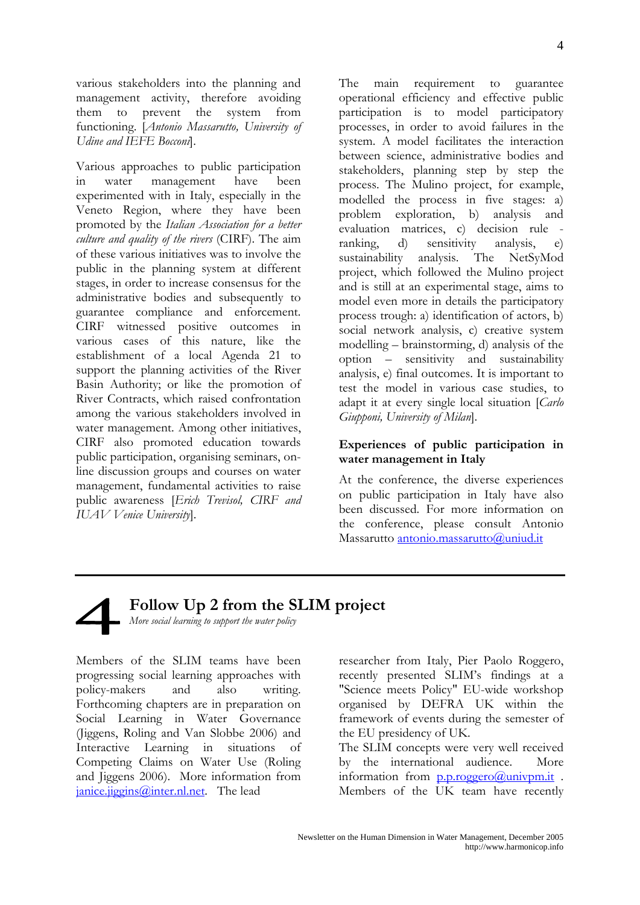various stakeholders into the planning and management activity, therefore avoiding them to prevent the system from functioning. [*Antonio Massarutto, University of Udine and IEFE Bocconi*].

Various approaches to public participation in water management have been experimented with in Italy, especially in the Veneto Region, where they have been promoted by the *Italian Association for a better culture and quality of the rivers* (CIRF). The aim of these various initiatives was to involve the public in the planning system at different stages, in order to increase consensus for the administrative bodies and subsequently to guarantee compliance and enforcement. CIRF witnessed positive outcomes in various cases of this nature, like the establishment of a local Agenda 21 to support the planning activities of the River Basin Authority; or like the promotion of River Contracts, which raised confrontation among the various stakeholders involved in water management. Among other initiatives, CIRF also promoted education towards public participation, organising seminars, on-line discussion groups and courses on water management, fundamental activities to raise public awareness [*Erich Trevisol, CIRF and IUAV Venice University*].

The main requirement to guarantee operational efficiency and effective public participation is to model participatory processes, in order to avoid failures in the system. A model facilitates the interaction between science, administrative bodies and stakeholders, planning step by step the process. The Mulino project, for example, modelled the process in five stages: a) problem exploration, b) analysis and evaluation matrices, c) decision rule - ranking, d) sensitivity analysis, e) sustainability analysis. The NetSyMod project, which followed the Mulino project and is still at an experimental stage, aims to model even more in details the participatory process trough: a) identification of actors, b) social network analysis, c) creative system modelling – brainstorming, d) analysis of the option – sensitivity and sustainability analysis, e) final outcomes. It is important to test the model in various case studies, to adapt it at every single local situation [*Carlo Giupponi, University of Milan*].

**Experiences of public participation in water management in Italy**

At the conference, the diverse experiences on public participation in Italy have also been discussed. For more information on the conference, please consult Antonio Massarutto antonio.massarutto@uniud.it

# 4 Follow Up 2 from the SLIM project

*More social learning to support the water policy*

Members of the SLIM teams have been progressing social learning approaches with policy-makers and also writing. Forthcoming chapters are in preparation on Social Learning in Water Governance (Jiggens, Roling and Van Slobbe 2006) and Interactive Learning in situations of Competing Claims on Water Use (Roling and Jiggens 2006). More information from janice.jiggins@inter.nl.net. The lead researcher from Italy, Pier Paolo Roggero, recently presented SLIM's findings at a "Science meets Policy" EU-wide workshop organised by DEFRA UK within the framework of events during the semester of the EU presidency of UK.

The SLIM concepts were very well received by the international audience. More information from p.p.roggero@univpm.it . Members of the UK team have recently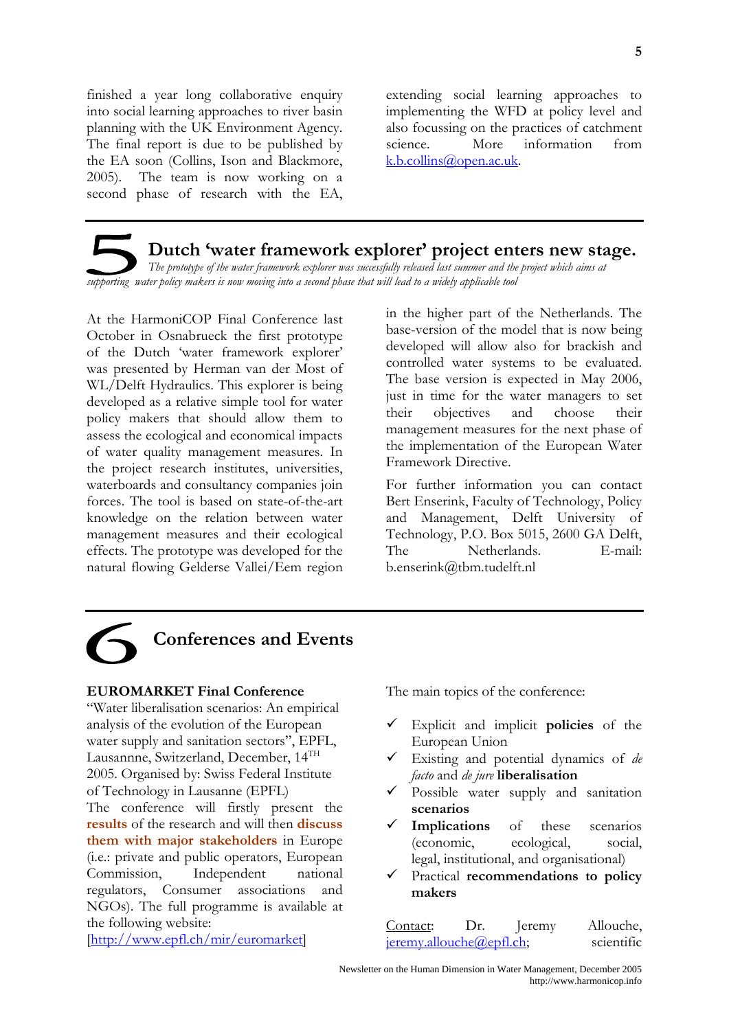finished a year long collaborative enquiry into social learning approaches to river basin planning with the UK Environment Agency. The final report is due to be published by the EA soon (Collins, Ison and Blackmore, 2005). The team is now working on a second phase of research with the EA, extending social learning approaches to implementing the WFD at policy level and also focussing on the practices of catchment science. More information from k.b.collins@open.ac.uk.

## 5 Dutch 'water framework explorer' project enters new stage.

*The prototype of the water framework explorer was successfully released last summer and the project which aims at supporting water policy makers is now moving into a second phase that will lead to a widely applicable tool*

At the HarmoniCOP Final Conference last October in Osnabrueck the first prototype of the Dutch 'water framework explorer' was presented by Herman van der Most of WL/Delft Hydraulics. This explorer is being developed as a relative simple tool for water policy makers that should allow them to assess the ecological and economical impacts of water quality management measures. In the project research institutes, universities, waterboards and consultancy companies join forces. The tool is based on state-of-the-art knowledge on the relation between water management measures and their ecological effects. The prototype was developed for the natural flowing Gelderse Vallei/Eem region in the higher part of the Netherlands. The base-version of the model that is now being developed will allow also for brackish and controlled water systems to be evaluated. The base version is expected in May 2006, just in time for the water managers to set their objectives and choose their management measures for the next phase of the implementation of the European Water Framework Directive.

For further information you can contact Bert Enserink, Faculty of Technology, Policy and Management, Delft University of Technology, P.O. Box 5015, 2600 GA Delft, The Netherlands. E-mail: b.enserink@tbm.tudelft.nl

## 6 Conferences and Events

**EUROMARKET Final Conference**
"Water liberalisation scenarios: An empirical analysis of the evolution of the European water supply and sanitation sectors", EPFL, Lausannne, Switzerland, December, 14[TH] 2005. Organised by: Swiss Federal Institute of Technology in Lausanne (EPFL)
The conference will firstly present the **results** of the research and will then **discuss them with major stakeholders** in Europe (i.e.: private and public operators, European Commission, Independent national regulators, Consumer associations and NGOs). The full programme is available at the following website:
[http://www.epfl.ch/mir/euromarket]

The main topics of the conference:

- ✓ Explicit and implicit **policies** of the European Union
- ✓ Existing and potential dynamics of *de facto* and *de jure* **liberalisation**
- ✓ Possible water supply and sanitation **scenarios**
- ✓ **Implications** of these scenarios (economic, ecological, social, legal, institutional, and organisational)
- ✓ Practical **recommendations to policy makers**

Contact: Dr. Jeremy Allouche, jeremy.allouche@epfl.ch; scientific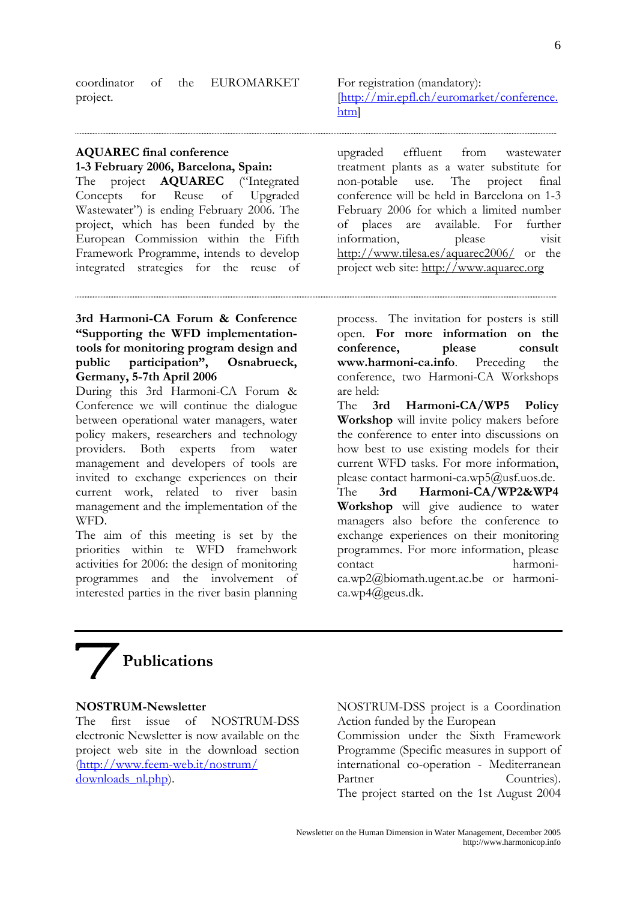coordinator of the EUROMARKET project.

For registration (mandatory): [http://mir.epfl.ch/euromarket/conference.htm]

---

**AQUAREC final conference**
**1-3 February 2006, Barcelona, Spain:**
The project **AQUAREC** ("Integrated Concepts for Reuse of Upgraded Wastewater") is ending February 2006. The project, which has been funded by the European Commission within the Fifth Framework Programme, intends to develop integrated strategies for the reuse of upgraded effluent from wastewater treatment plants as a water substitute for non-potable use. The project final conference will be held in Barcelona on 1-3 February 2006 for which a limited number of places are available. For further information, please visit http://www.tilesa.es/aquarec2006/ or the project web site: http://www.aquarec.org

---

**3rd Harmoni-CA Forum & Conference "Supporting the WFD implementation-tools for monitoring program design and public participation", Osnabrueck, Germany, 5-7th April 2006**
During this 3rd Harmoni-CA Forum & Conference we will continue the dialogue between operational water managers, water policy makers, researchers and technology providers. Both experts from water management and developers of tools are invited to exchange experiences on their current work, related to river basin management and the implementation of the WFD.
The aim of this meeting is set by the priorities within te WFD framehwork activities for 2006: the design of monitoring programmes and the involvement of interested parties in the river basin planning process. The invitation for posters is still open. **For more information on the conference, please consult www.harmoni-ca.info**. Preceding the conference, two Harmoni-CA Workshops are held:
The **3rd Harmoni-CA/WP5 Policy Workshop** will invite policy makers before the conference to enter into discussions on how best to use existing models for their current WFD tasks. For more information, please contact harmoni-ca.wp5@usf.uos.de.
The **3rd Harmoni-CA/WP2&WP4 Workshop** will give audience to water managers also before the conference to exchange experiences on their monitoring programmes. For more information, please contact harmoni-ca.wp2@biomath.ugent.ac.be or harmoni-ca.wp4@geus.dk.

# 7 Publications

**NOSTRUM-Newsletter**
The first issue of NOSTRUM-DSS electronic Newsletter is now available on the project web site in the download section (http://www.feem-web.it/nostrum/downloads_nl.php).
NOSTRUM-DSS project is a Coordination Action funded by the European Commission under the Sixth Framework Programme (Specific measures in support of international co-operation - Mediterranean Partner Countries).
The project started on the 1st August 2004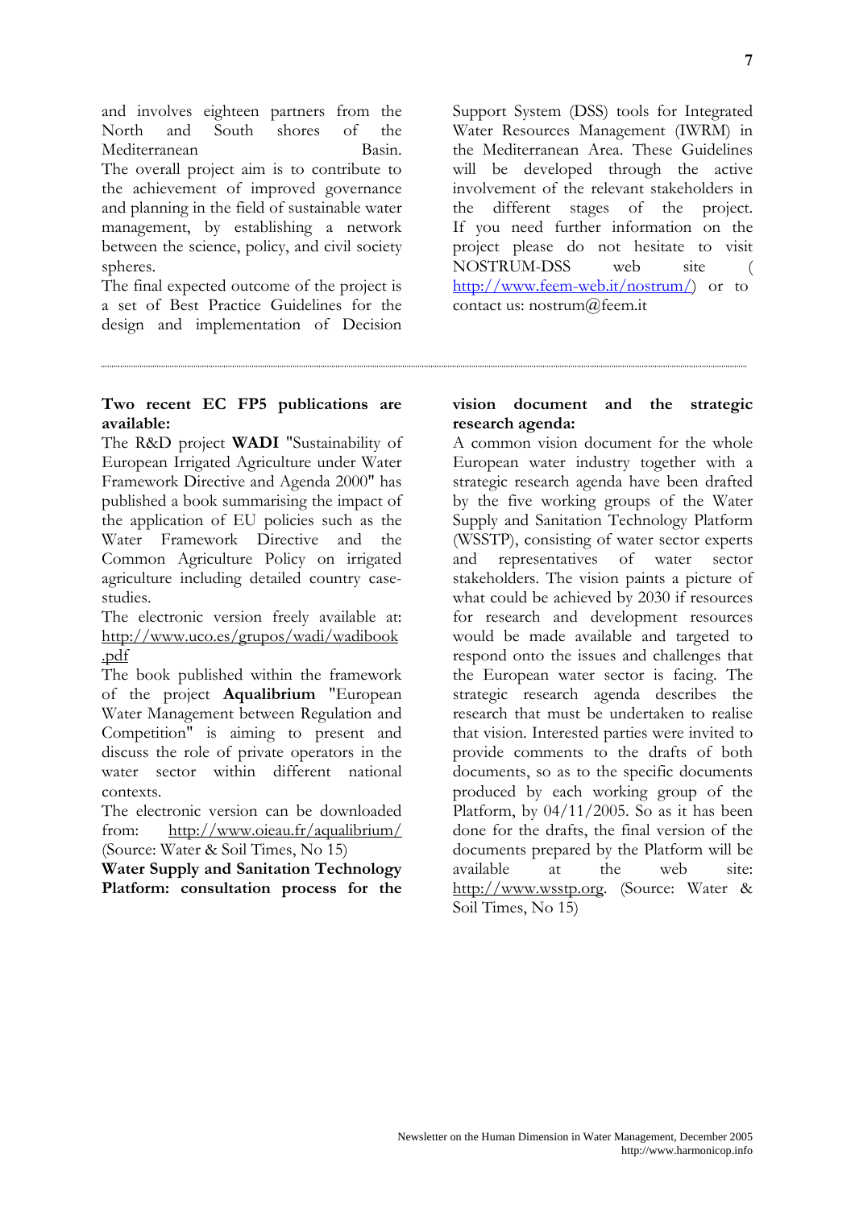and involves eighteen partners from the North and South shores of the Mediterranean Basin.
The overall project aim is to contribute to the achievement of improved governance and planning in the field of sustainable water management, by establishing a network between the science, policy, and civil society spheres.
The final expected outcome of the project is a set of Best Practice Guidelines for the design and implementation of Decision Support System (DSS) tools for Integrated Water Resources Management (IWRM) in the Mediterranean Area. These Guidelines will be developed through the active involvement of the relevant stakeholders in the different stages of the project.
If you need further information on the project please do not hesitate to visit NOSTRUM-DSS web site ( http://www.feem-web.it/nostrum/) or to contact us: nostrum@feem.it

---

**Two recent EC FP5 publications are available:**

The R&D project **WADI** "Sustainability of European Irrigated Agriculture under Water Framework Directive and Agenda 2000" has published a book summarising the impact of the application of EU policies such as the Water Framework Directive and the Common Agriculture Policy on irrigated agriculture including detailed country case-studies.
The electronic version freely available at: http://www.uco.es/grupos/wadi/wadibook.pdf
The book published within the framework of the project **Aqualibrium** "European Water Management between Regulation and Competition" is aiming to present and discuss the role of private operators in the water sector within different national contexts.
The electronic version can be downloaded from: http://www.oieau.fr/aqualibrium/
(Source: Water & Soil Times, No 15)

**Water Supply and Sanitation Technology Platform: consultation process for the vision document and the strategic research agenda:**

A common vision document for the whole European water industry together with a strategic research agenda have been drafted by the five working groups of the Water Supply and Sanitation Technology Platform (WSSTP), consisting of water sector experts and representatives of water sector stakeholders. The vision paints a picture of what could be achieved by 2030 if resources for research and development resources would be made available and targeted to respond onto the issues and challenges that the European water sector is facing. The strategic research agenda describes the research that must be undertaken to realise that vision. Interested parties were invited to provide comments to the drafts of both documents, so as to the specific documents produced by each working group of the Platform, by 04/11/2005. So as it has been done for the drafts, the final version of the documents prepared by the Platform will be available at the web site: http://www.wsstp.org. (Source: Water & Soil Times, No 15)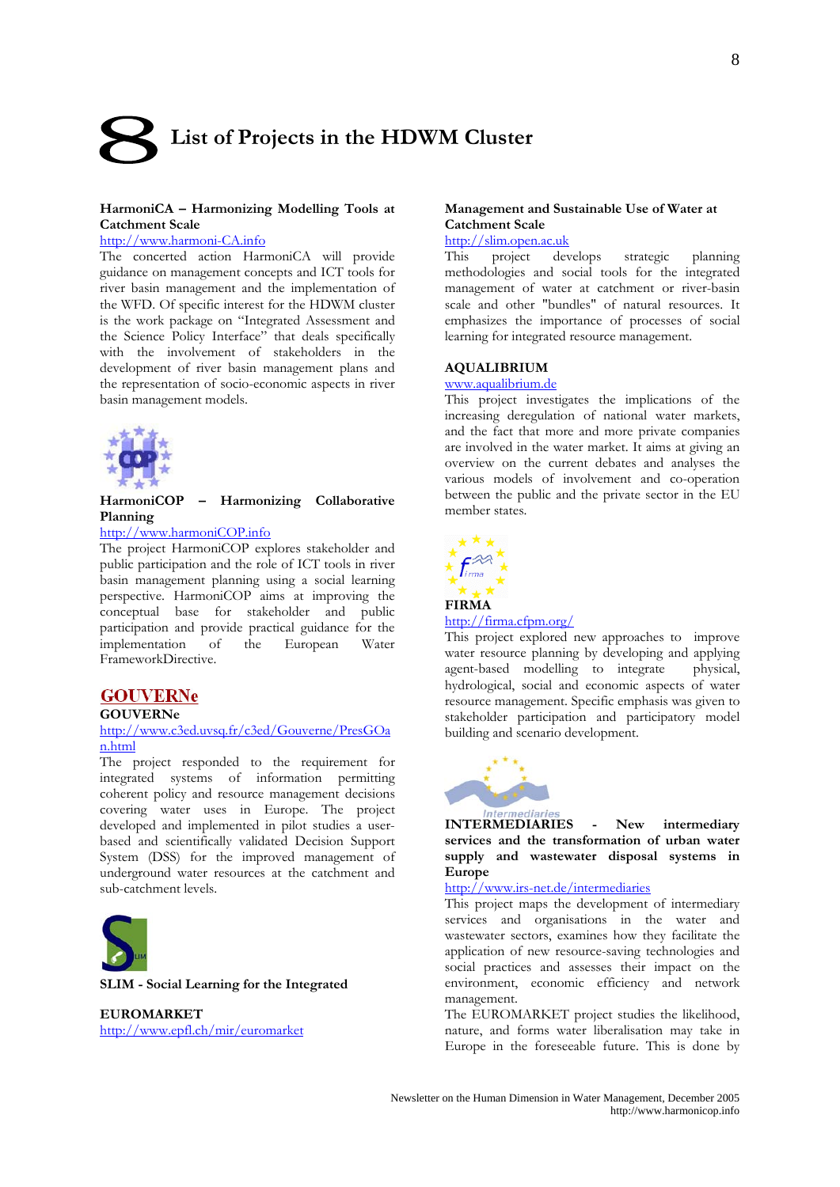# 8 List of Projects in the HDWM Cluster

**HarmoniCA – Harmonizing Modelling Tools at Catchment Scale**

http://www.harmoni-CA.info

The concerted action HarmoniCA will provide guidance on management concepts and ICT tools for river basin management and the implementation of the WFD. Of specific interest for the HDWM cluster is the work package on "Integrated Assessment and the Science Policy Interface" that deals specifically with the involvement of stakeholders in the development of river basin management plans and the representation of socio-economic aspects in river basin management models.

**HarmoniCOP – Harmonizing Collaborative Planning**

http://www.harmoniCOP.info

The project HarmoniCOP explores stakeholder and public participation and the role of ICT tools in river basin management planning using a social learning perspective. HarmoniCOP aims at improving the conceptual base for stakeholder and public participation and provide practical guidance for the implementation of the European Water FrameworkDirective.

**GOUVERNe**

http://www.c3ed.uvsq.fr/c3ed/Gouverne/PresGOan.html

The project responded to the requirement for integrated systems of information permitting coherent policy and resource management decisions covering water uses in Europe. The project developed and implemented in pilot studies a user-based and scientifically validated Decision Support System (DSS) for the improved management of underground water resources at the catchment and sub-catchment levels.

**SLIM - Social Learning for the Integrated Management and Sustainable Use of Water at Catchment Scale**

http://slim.open.ac.uk

This project develops strategic planning methodologies and social tools for the integrated management of water at catchment or river-basin scale and other "bundles" of natural resources. It emphasizes the importance of processes of social learning for integrated resource management.

**AQUALIBRIUM**

www.aqualibrium.de

This project investigates the implications of the increasing deregulation of national water markets, and the fact that more and more private companies are involved in the water market. It aims at giving an overview on the current debates and analyses the various models of involvement and co-operation between the public and the private sector in the EU member states.

**FIRMA**

http://firma.cfpm.org/

This project explored new approaches to improve water resource planning by developing and applying agent-based modelling to integrate physical, hydrological, social and economic aspects of water resource management. Specific emphasis was given to stakeholder participation and participatory model building and scenario development.

**INTERMEDIARIES - New intermediary services and the transformation of urban water supply and wastewater disposal systems in Europe**

http://www.irs-net.de/intermediaries

This project maps the development of intermediary services and organisations in the water and wastewater sectors, examines how they facilitate the application of new resource-saving technologies and social practices and assesses their impact on the environment, economic efficiency and network management.

**EUROMARKET**

http://www.epfl.ch/mir/euromarket

The EUROMARKET project studies the likelihood, nature, and forms water liberalisation may take in Europe in the foreseeable future. This is done by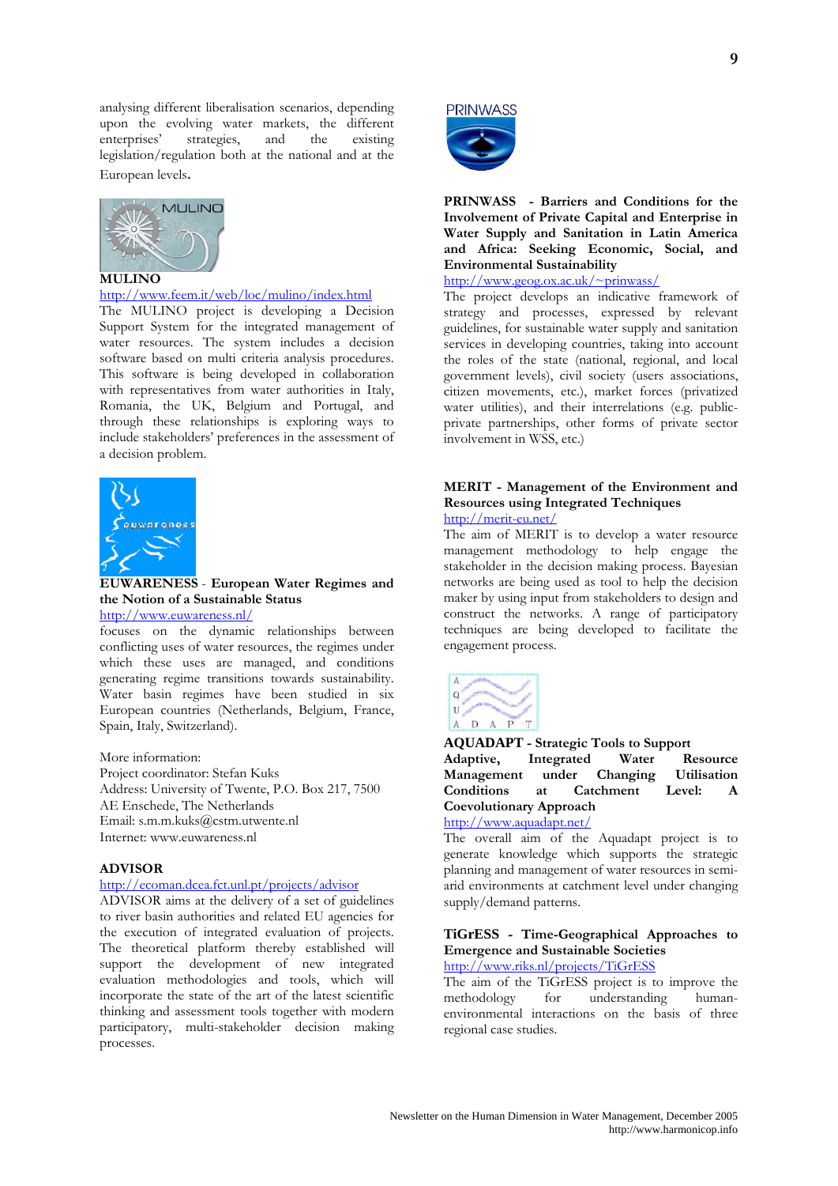analysing different liberalisation scenarios, depending upon the evolving water markets, the different enterprises' strategies, and the existing legislation/regulation both at the national and at the European levels.

**MULINO**

http://www.feem.it/web/loc/mulino/index.html

The MULINO project is developing a Decision Support System for the integrated management of water resources. The system includes a decision software based on multi criteria analysis procedures. This software is being developed in collaboration with representatives from water authorities in Italy, Romania, the UK, Belgium and Portugal, and through these relationships is exploring ways to include stakeholders' preferences in the assessment of a decision problem.

**EUWARENESS** - **European Water Regimes and the Notion of a Sustainable Status**

http://www.euwareness.nl/

focuses on the dynamic relationships between conflicting uses of water resources, the regimes under which these uses are managed, and conditions generating regime transitions towards sustainability. Water basin regimes have been studied in six European countries (Netherlands, Belgium, France, Spain, Italy, Switzerland).

More information:
Project coordinator: Stefan Kuks
Address: University of Twente, P.O. Box 217, 7500 AE Enschede, The Netherlands
Email: s.m.m.kuks@cstm.utwente.nl
Internet: www.euwareness.nl

**ADVISOR**

http://ecoman.dcea.fct.unl.pt/projects/advisor

ADVISOR aims at the delivery of a set of guidelines to river basin authorities and related EU agencies for the execution of integrated evaluation of projects. The theoretical platform thereby established will support the development of new integrated evaluation methodologies and tools, which will incorporate the state of the art of the latest scientific thinking and assessment tools together with modern participatory, multi-stakeholder decision making processes.

**PRINWASS - Barriers and Conditions for the Involvement of Private Capital and Enterprise in Water Supply and Sanitation in Latin America and Africa: Seeking Economic, Social, and Environmental Sustainability**

http://www.geog.ox.ac.uk/~prinwass/

The project develops an indicative framework of strategy and processes, expressed by relevant guidelines, for sustainable water supply and sanitation services in developing countries, taking into account the roles of the state (national, regional, and local government levels), civil society (users associations, citizen movements, etc.), market forces (privatized water utilities), and their interrelations (e.g. public-private partnerships, other forms of private sector involvement in WSS, etc.)

**MERIT - Management of the Environment and Resources using Integrated Techniques**

http://merit-eu.net/

The aim of MERIT is to develop a water resource management methodology to help engage the stakeholder in the decision making process. Bayesian networks are being used as tool to help the decision maker by using input from stakeholders to design and construct the networks. A range of participatory techniques are being developed to facilitate the engagement process.

**AQUADAPT - Strategic Tools to Support Adaptive, Integrated Water Resource Management under Changing Utilisation Conditions at Catchment Level: A Coevolutionary Approach**

http://www.aquadapt.net/

The overall aim of the Aquadapt project is to generate knowledge which supports the strategic planning and management of water resources in semi-arid environments at catchment level under changing supply/demand patterns.

**TiGrESS - Time-Geographical Approaches to Emergence and Sustainable Societies**

http://www.riks.nl/projects/TiGrESS

The aim of the TiGrESS project is to improve the methodology for understanding human-environmental interactions on the basis of three regional case studies.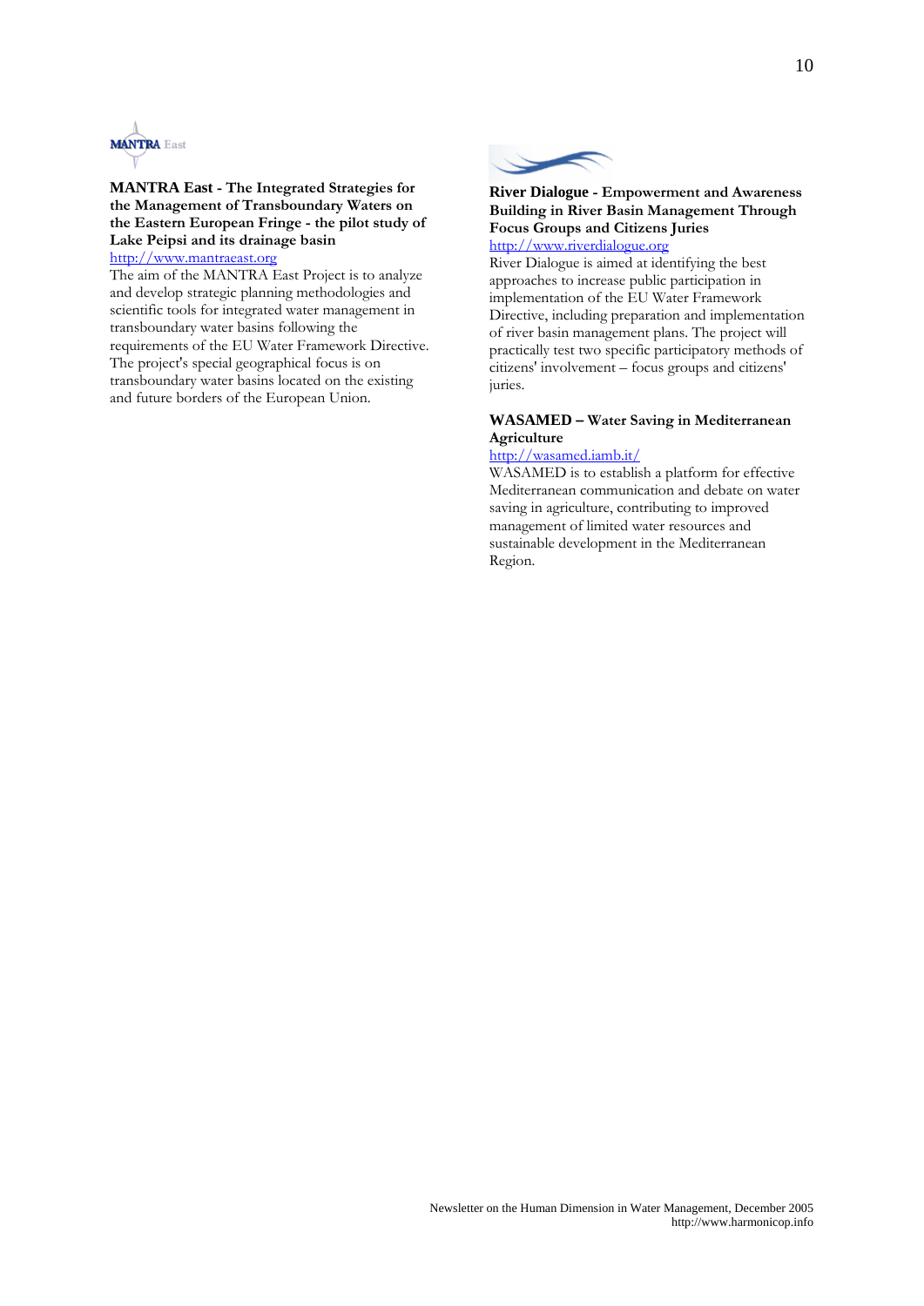**MANTRA East - The Integrated Strategies for the Management of Transboundary Waters on the Eastern European Fringe - the pilot study of Lake Peipsi and its drainage basin**

http://www.mantraeast.org

The aim of the MANTRA East Project is to analyze and develop strategic planning methodologies and scientific tools for integrated water management in transboundary water basins following the requirements of the EU Water Framework Directive. The project's special geographical focus is on transboundary water basins located on the existing and future borders of the European Union.

**River Dialogue - Empowerment and Awareness Building in River Basin Management Through Focus Groups and Citizens Juries**

http://www.riverdialogue.org

River Dialogue is aimed at identifying the best approaches to increase public participation in implementation of the EU Water Framework Directive, including preparation and implementation of river basin management plans. The project will practically test two specific participatory methods of citizens' involvement – focus groups and citizens' juries.

**WASAMED – Water Saving in Mediterranean Agriculture**

http://wasamed.iamb.it/

WASAMED is to establish a platform for effective Mediterranean communication and debate on water saving in agriculture, contributing to improved management of limited water resources and sustainable development in the Mediterranean Region.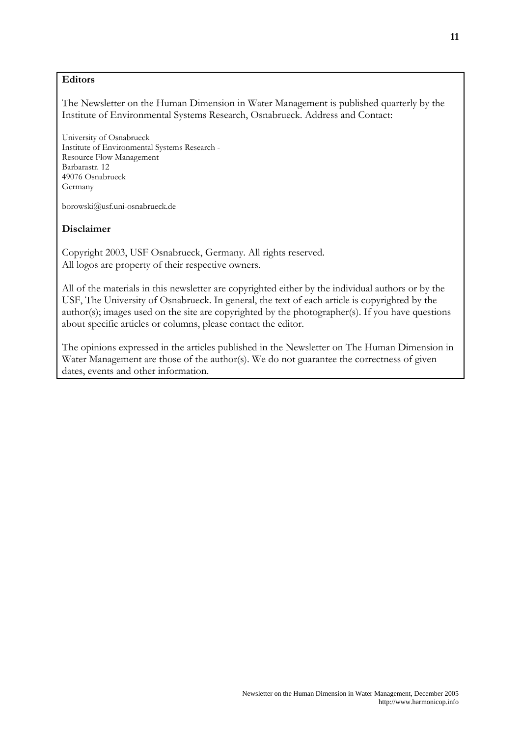**Editors**

The Newsletter on the Human Dimension in Water Management is published quarterly by the Institute of Environmental Systems Research, Osnabrueck. Address and Contact:

University of Osnabrueck
Institute of Environmental Systems Research -
Resource Flow Management
Barbarastr. 12
49076 Osnabrueck
Germany

borowski@usf.uni-osnabrueck.de

**Disclaimer**

Copyright 2003, USF Osnabrueck, Germany. All rights reserved.
All logos are property of their respective owners.

All of the materials in this newsletter are copyrighted either by the individual authors or by the USF, The University of Osnabrueck. In general, the text of each article is copyrighted by the author(s); images used on the site are copyrighted by the photographer(s). If you have questions about specific articles or columns, please contact the editor.

The opinions expressed in the articles published in the Newsletter on The Human Dimension in Water Management are those of the author(s). We do not guarantee the correctness of given dates, events and other information.